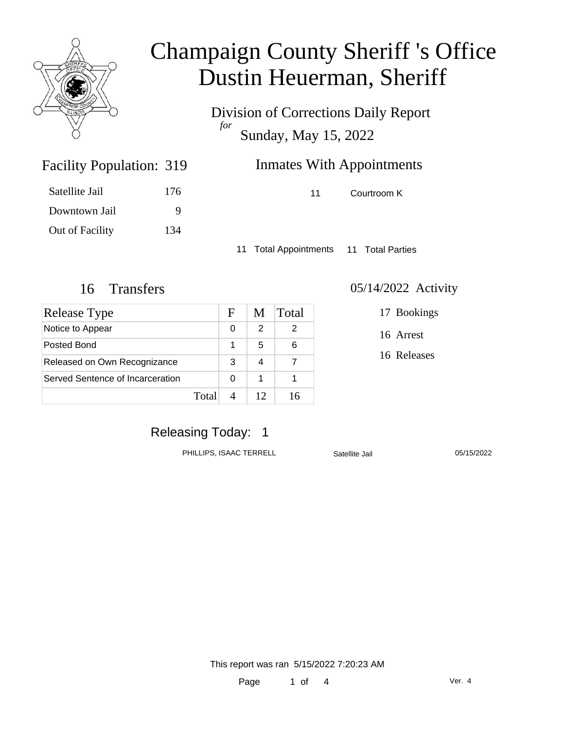# Champaign County Sheriff 's Office
# Dustin Heuerman, Sheriff

Division of Corrections Daily Report
*for*
Sunday, May 15, 2022

## Facility Population: 319

| | |
|---|---|
| Satellite Jail | 176 |
| Downtown Jail | 9 |
| Out of Facility | 134 |

## Inmates With Appointments

| | |
|---|---|
| 11 | Courtroom K |

11 Total Appointments 11 Total Parties

## 16 Transfers

| Release Type | F | M | Total |
|---|---|---|---|
| Notice to Appear | 0 | 2 | 2 |
| Posted Bond | 1 | 5 | 6 |
| Released on Own Recognizance | 3 | 4 | 7 |
| Served Sentence of Incarceration | 0 | 1 | 1 |
| Total | 4 | 12 | 16 |

## 05/14/2022 Activity

17 Bookings

16 Arrest

16 Releases

## Releasing Today: 1

| | | |
|---|---|---|
| PHILLIPS, ISAAC TERRELL | Satellite Jail | 05/15/2022 |

This report was ran 5/15/2022 7:20:23 AM

Ver. 4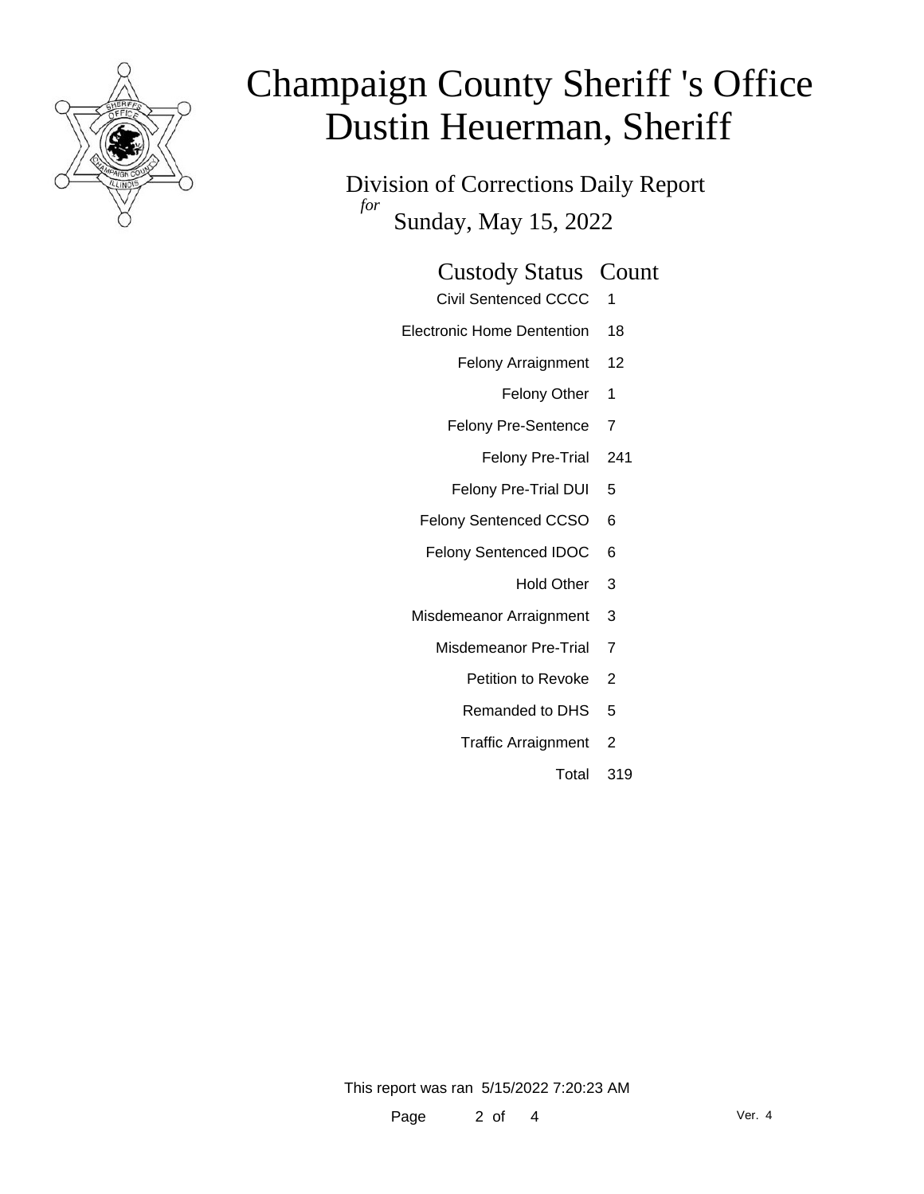# Champaign County Sheriff 's Office
# Dustin Heuerman, Sheriff

Division of Corrections Daily Report
*for*
Sunday, May 15, 2022

| Custody Status | Count |
|---|---|
| Civil Sentenced CCCC | 1 |
| Electronic Home Dentention | 18 |
| Felony Arraignment | 12 |
| Felony Other | 1 |
| Felony Pre-Sentence | 7 |
| Felony Pre-Trial | 241 |
| Felony Pre-Trial DUI | 5 |
| Felony Sentenced CCSO | 6 |
| Felony Sentenced IDOC | 6 |
| Hold Other | 3 |
| Misdemeanor Arraignment | 3 |
| Misdemeanor Pre-Trial | 7 |
| Petition to Revoke | 2 |
| Remanded to DHS | 5 |
| Traffic Arraignment | 2 |
| Total | 319 |

This report was ran 5/15/2022 7:20:23 AM

Ver. 4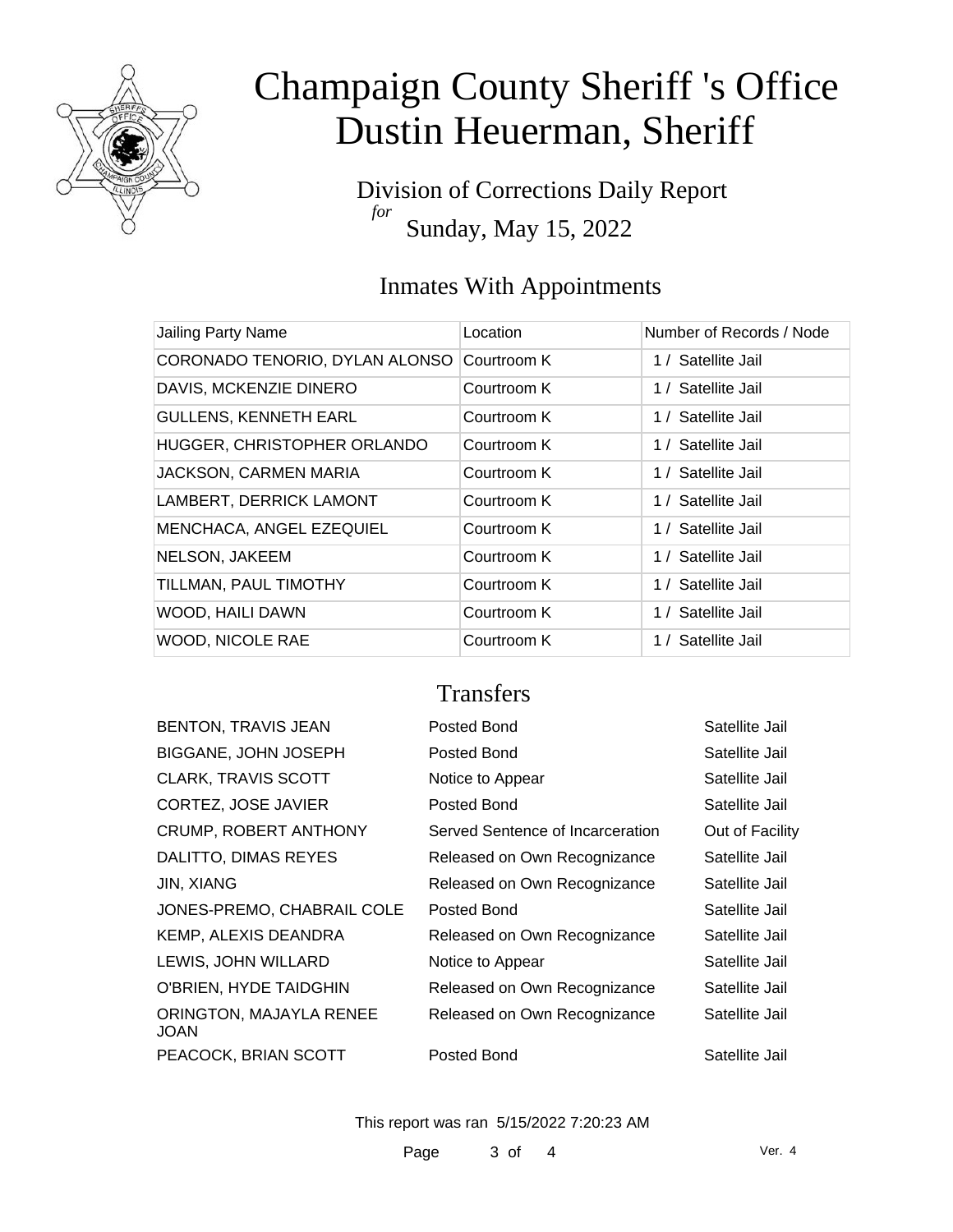# Champaign County Sheriff 's Office
# Dustin Heuerman, Sheriff

Division of Corrections Daily Report
*for*
Sunday, May 15, 2022

## Inmates With Appointments

| Jailing Party Name | Location | Number of Records / Node |
|---|---|---|
| CORONADO TENORIO, DYLAN ALONSO | Courtroom K | 1 / Satellite Jail |
| DAVIS, MCKENZIE DINERO | Courtroom K | 1 / Satellite Jail |
| GULLENS, KENNETH EARL | Courtroom K | 1 / Satellite Jail |
| HUGGER, CHRISTOPHER ORLANDO | Courtroom K | 1 / Satellite Jail |
| JACKSON, CARMEN MARIA | Courtroom K | 1 / Satellite Jail |
| LAMBERT, DERRICK LAMONT | Courtroom K | 1 / Satellite Jail |
| MENCHACA, ANGEL EZEQUIEL | Courtroom K | 1 / Satellite Jail |
| NELSON, JAKEEM | Courtroom K | 1 / Satellite Jail |
| TILLMAN, PAUL TIMOTHY | Courtroom K | 1 / Satellite Jail |
| WOOD, HAILI DAWN | Courtroom K | 1 / Satellite Jail |
| WOOD, NICOLE RAE | Courtroom K | 1 / Satellite Jail |

## Transfers

| | | |
|---|---|---|
| BENTON, TRAVIS JEAN | Posted Bond | Satellite Jail |
| BIGGANE, JOHN JOSEPH | Posted Bond | Satellite Jail |
| CLARK, TRAVIS SCOTT | Notice to Appear | Satellite Jail |
| CORTEZ, JOSE JAVIER | Posted Bond | Satellite Jail |
| CRUMP, ROBERT ANTHONY | Served Sentence of Incarceration | Out of Facility |
| DALITTO, DIMAS REYES | Released on Own Recognizance | Satellite Jail |
| JIN, XIANG | Released on Own Recognizance | Satellite Jail |
| JONES-PREMO, CHABRAIL COLE | Posted Bond | Satellite Jail |
| KEMP, ALEXIS DEANDRA | Released on Own Recognizance | Satellite Jail |
| LEWIS, JOHN WILLARD | Notice to Appear | Satellite Jail |
| O'BRIEN, HYDE TAIDGHIN | Released on Own Recognizance | Satellite Jail |
| ORINGTON, MAJAYLA RENEE JOAN | Released on Own Recognizance | Satellite Jail |
| PEACOCK, BRIAN SCOTT | Posted Bond | Satellite Jail |

This report was ran 5/15/2022 7:20:23 AM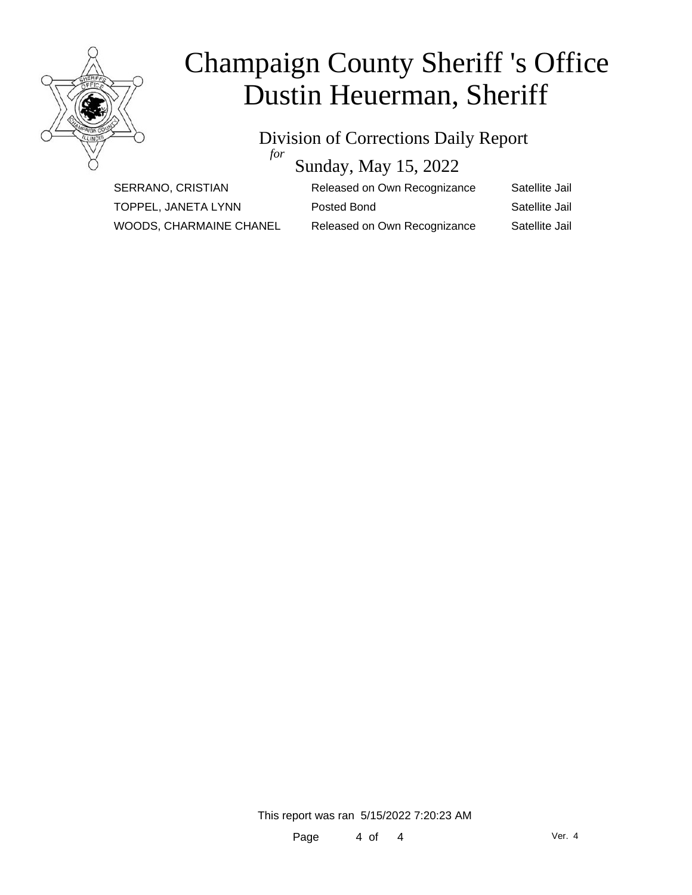# Champaign County Sheriff 's Office
# Dustin Heuerman, Sheriff

## Division of Corrections Daily Report

*for*

## Sunday, May 15, 2022

| | | |
|---|---|---|
| SERRANO, CRISTIAN | Released on Own Recognizance | Satellite Jail |
| TOPPEL, JANETA LYNN | Posted Bond | Satellite Jail |
| WOODS, CHARMAINE CHANEL | Released on Own Recognizance | Satellite Jail |

This report was ran 5/15/2022 7:20:23 AM

Ver. 4